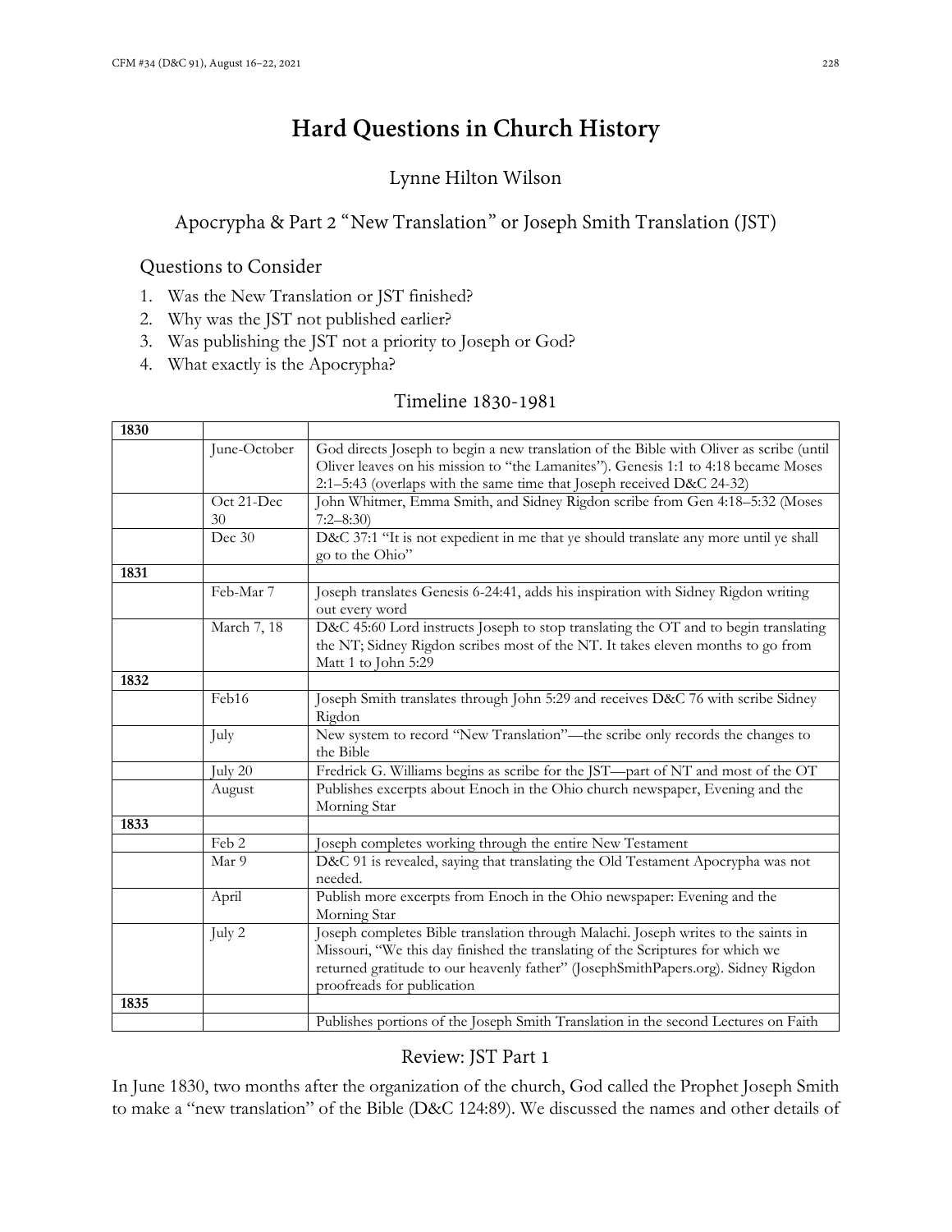# Hard Questions in Church History

## Lynne Hilton Wilson

## Apocrypha & Part 2 "New Translation" or Joseph Smith Translation (JST)

### Questions to Consider

1. Was the New Translation or JST finished?
2. Why was the JST not published earlier?
3. Was publishing the JST not a priority to Joseph or God?
4. What exactly is the Apocrypha?

### Timeline 1830-1981

| **1830** | | |
|---|---|---|
| | June-October | God directs Joseph to begin a new translation of the Bible with Oliver as scribe (until Oliver leaves on his mission to "the Lamanites"). Genesis 1:1 to 4:18 became Moses 2:1–5:43 (overlaps with the same time that Joseph received D&C 24-32) |
| | Oct 21-Dec 30 | John Whitmer, Emma Smith, and Sidney Rigdon scribe from Gen 4:18–5:32 (Moses 7:2–8:30) |
| | Dec 30 | D&C 37:1 "It is not expedient in me that ye should translate any more until ye shall go to the Ohio" |
| **1831** | | |
| | Feb-Mar 7 | Joseph translates Genesis 6-24:41, adds his inspiration with Sidney Rigdon writing out every word |
| | March 7, 18 | D&C 45:60 Lord instructs Joseph to stop translating the OT and to begin translating the NT; Sidney Rigdon scribes most of the NT. It takes eleven months to go from Matt 1 to John 5:29 |
| **1832** | | |
| | Feb16 | Joseph Smith translates through John 5:29 and receives D&C 76 with scribe Sidney Rigdon |
| | July | New system to record "New Translation"—the scribe only records the changes to the Bible |
| | July 20 | Fredrick G. Williams begins as scribe for the JST—part of NT and most of the OT |
| | August | Publishes excerpts about Enoch in the Ohio church newspaper, Evening and the Morning Star |
| **1833** | | |
| | Feb 2 | Joseph completes working through the entire New Testament |
| | Mar 9 | D&C 91 is revealed, saying that translating the Old Testament Apocrypha was not needed. |
| | April | Publish more excerpts from Enoch in the Ohio newspaper: Evening and the Morning Star |
| | July 2 | Joseph completes Bible translation through Malachi. Joseph writes to the saints in Missouri, "We this day finished the translating of the Scriptures for which we returned gratitude to our heavenly father" (JosephSmithPapers.org). Sidney Rigdon proofreads for publication |
| **1835** | | |
| | | Publishes portions of the Joseph Smith Translation in the second Lectures on Faith |

### Review: JST Part 1

In June 1830, two months after the organization of the church, God called the Prophet Joseph Smith to make a "new translation" of the Bible (D&C 124:89). We discussed the names and other details of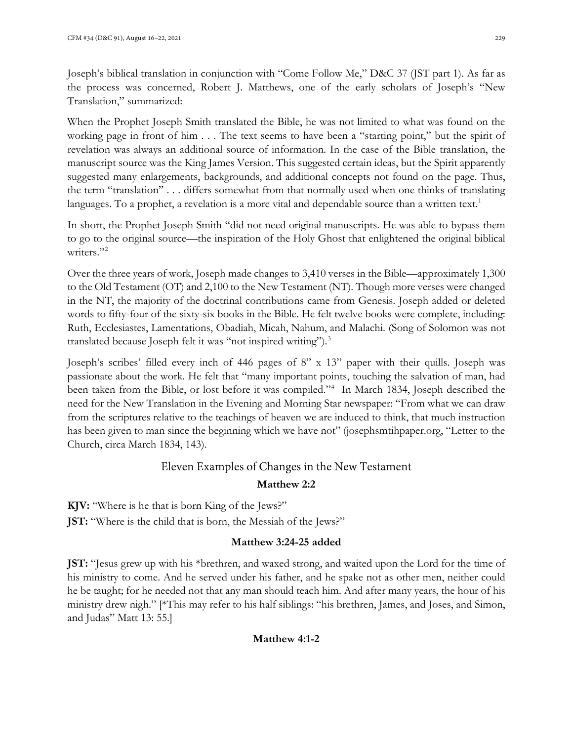Joseph's biblical translation in conjunction with "Come Follow Me," D&C 37 (JST part 1). As far as the process was concerned, Robert J. Matthews, one of the early scholars of Joseph's "New Translation," summarized:

When the Prophet Joseph Smith translated the Bible, he was not limited to what was found on the working page in front of him . . . The text seems to have been a "starting point," but the spirit of revelation was always an additional source of information. In the case of the Bible translation, the manuscript source was the King James Version. This suggested certain ideas, but the Spirit apparently suggested many enlargements, backgrounds, and additional concepts not found on the page. Thus, the term "translation" . . . differs somewhat from that normally used when one thinks of translating languages. To a prophet, a revelation is a more vital and dependable source than a written text.[1]

In short, the Prophet Joseph Smith "did not need original manuscripts. He was able to bypass them to go to the original source—the inspiration of the Holy Ghost that enlightened the original biblical writers."[2]

Over the three years of work, Joseph made changes to 3,410 verses in the Bible—approximately 1,300 to the Old Testament (OT) and 2,100 to the New Testament (NT). Though more verses were changed in the NT, the majority of the doctrinal contributions came from Genesis. Joseph added or deleted words to fifty-four of the sixty-six books in the Bible. He felt twelve books were complete, including: Ruth, Ecclesiastes, Lamentations, Obadiah, Micah, Nahum, and Malachi. (Song of Solomon was not translated because Joseph felt it was "not inspired writing").[3]

Joseph's scribes' filled every inch of 446 pages of 8" x 13" paper with their quills. Joseph was passionate about the work. He felt that "many important points, touching the salvation of man, had been taken from the Bible, or lost before it was compiled."[4] In March 1834, Joseph described the need for the New Translation in the Evening and Morning Star newspaper: "From what we can draw from the scriptures relative to the teachings of heaven we are induced to think, that much instruction has been given to man since the beginning which we have not" (josephsmtihpaper.org, "Letter to the Church, circa March 1834, 143).

## Eleven Examples of Changes in the New Testament

### Matthew 2:2

**KJV:** "Where is he that is born King of the Jews?"

**JST:** "Where is the child that is born, the Messiah of the Jews?"

### Matthew 3:24-25 added

**JST:** "Jesus grew up with his *brethren, and waxed strong, and waited upon the Lord for the time of his ministry to come. And he served under his father, and he spake not as other men, neither could he be taught; for he needed not that any man should teach him. And after many years, the hour of his ministry drew nigh." [*This may refer to his half siblings: "his brethren, James, and Joses, and Simon, and Judas" Matt 13: 55.]

### Matthew 4:1-2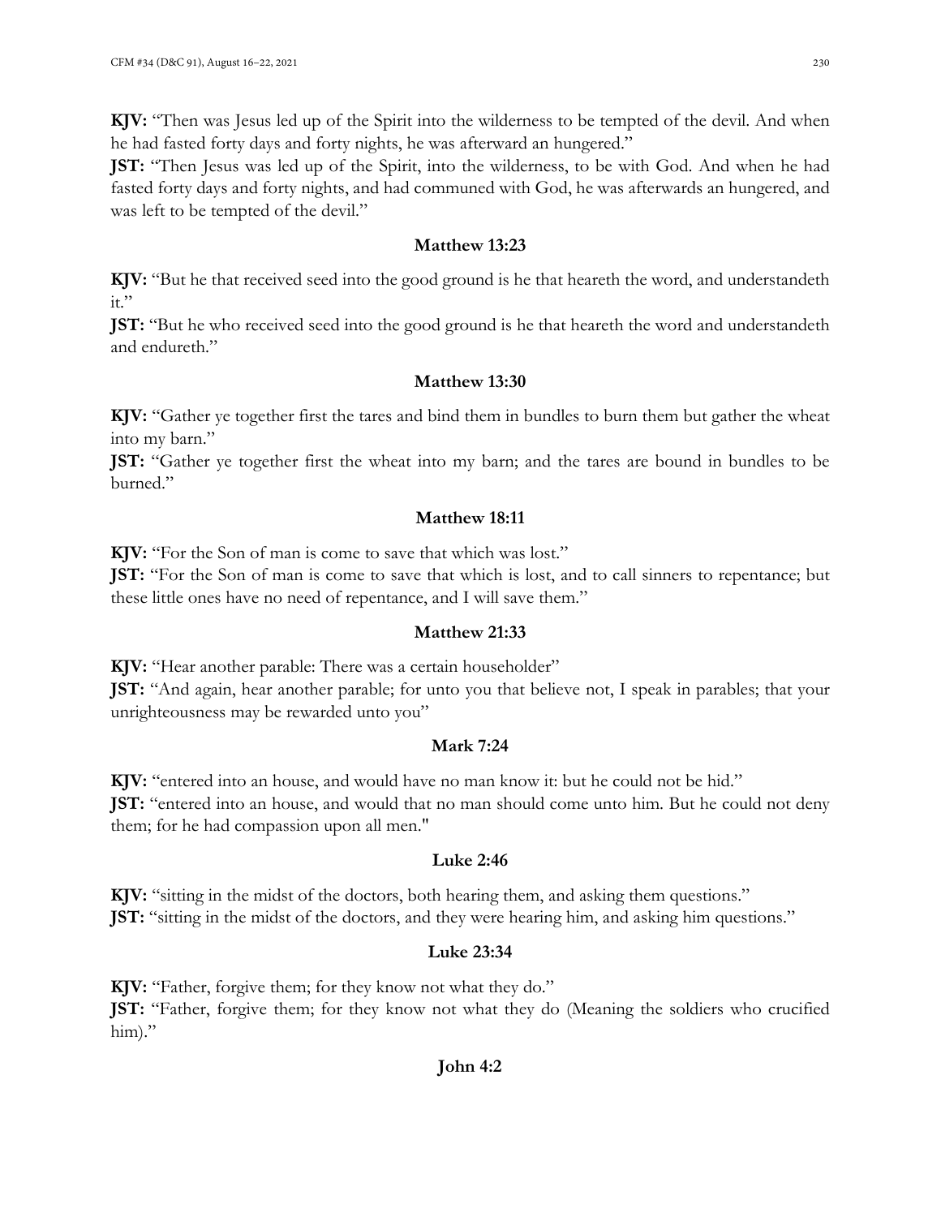**KJV:** "Then was Jesus led up of the Spirit into the wilderness to be tempted of the devil. And when he had fasted forty days and forty nights, he was afterward an hungered."

**JST:** "Then Jesus was led up of the Spirit, into the wilderness, to be with God. And when he had fasted forty days and forty nights, and had communed with God, he was afterwards an hungered, and was left to be tempted of the devil."

### Matthew 13:23

**KJV:** "But he that received seed into the good ground is he that heareth the word, and understandeth it."

**JST:** "But he who received seed into the good ground is he that heareth the word and understandeth and endureth."

### Matthew 13:30

**KJV:** "Gather ye together first the tares and bind them in bundles to burn them but gather the wheat into my barn."

**JST:** "Gather ye together first the wheat into my barn; and the tares are bound in bundles to be burned."

### Matthew 18:11

**KJV:** "For the Son of man is come to save that which was lost."

**JST:** "For the Son of man is come to save that which is lost, and to call sinners to repentance; but these little ones have no need of repentance, and I will save them."

### Matthew 21:33

**KJV:** "Hear another parable: There was a certain householder"

**JST:** "And again, hear another parable; for unto you that believe not, I speak in parables; that your unrighteousness may be rewarded unto you"

### Mark 7:24

**KJV:** "entered into an house, and would have no man know it: but he could not be hid."

**JST:** "entered into an house, and would that no man should come unto him. But he could not deny them; for he had compassion upon all men."

### Luke 2:46

**KJV:** "sitting in the midst of the doctors, both hearing them, and asking them questions."

**JST:** "sitting in the midst of the doctors, and they were hearing him, and asking him questions."

### Luke 23:34

**KJV:** "Father, forgive them; for they know not what they do."

**JST:** "Father, forgive them; for they know not what they do (Meaning the soldiers who crucified him)."

### John 4:2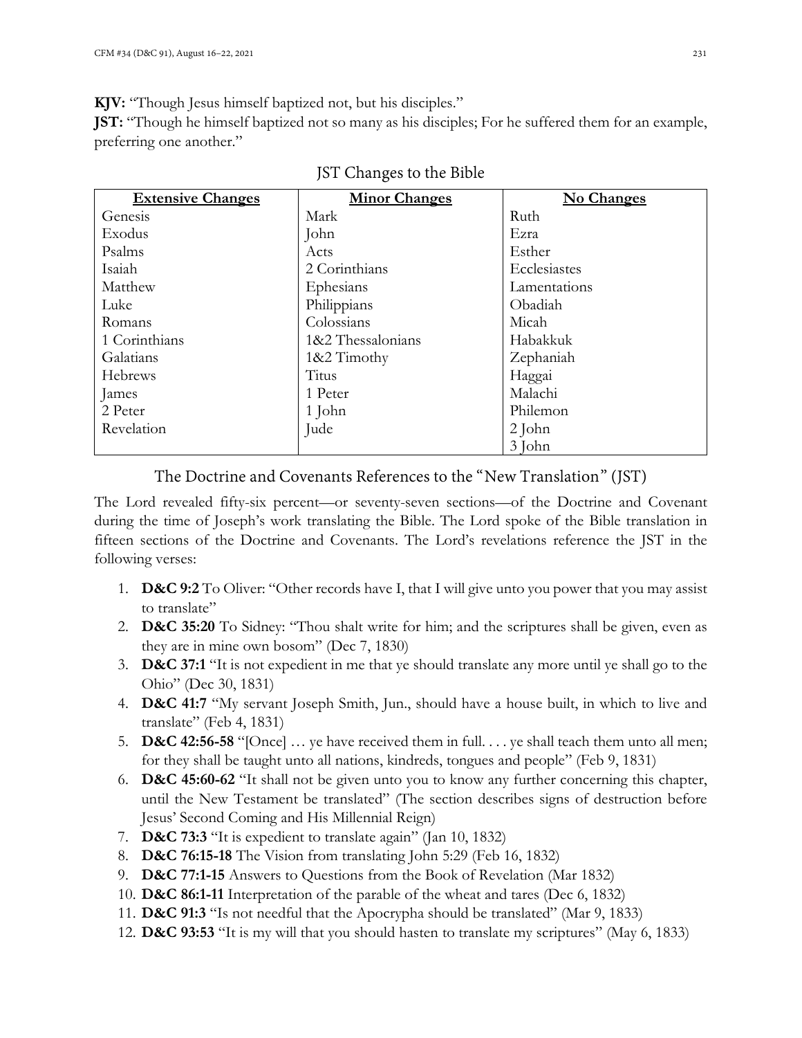**KJV:** "Though Jesus himself baptized not, but his disciples."
**JST:** "Though he himself baptized not so many as his disciples; For he suffered them for an example, preferring one another."

## JST Changes to the Bible

| Extensive Changes | Minor Changes | No Changes |
|---|---|---|
| Genesis | Mark | Ruth |
| Exodus | John | Ezra |
| Psalms | Acts | Esther |
| Isaiah | 2 Corinthians | Ecclesiastes |
| Matthew | Ephesians | Lamentations |
| Luke | Philippians | Obadiah |
| Romans | Colossians | Micah |
| 1 Corinthians | 1&2 Thessalonians | Habakkuk |
| Galatians | 1&2 Timothy | Zephaniah |
| Hebrews | Titus | Haggai |
| James | 1 Peter | Malachi |
| 2 Peter | 1 John | Philemon |
| Revelation | Jude | 2 John |
| | | 3 John |

## The Doctrine and Covenants References to the "New Translation" (JST)

The Lord revealed fifty-six percent—or seventy-seven sections—of the Doctrine and Covenant during the time of Joseph's work translating the Bible. The Lord spoke of the Bible translation in fifteen sections of the Doctrine and Covenants. The Lord's revelations reference the JST in the following verses:

1. **D&C 9:2** To Oliver: "Other records have I, that I will give unto you power that you may assist to translate"
2. **D&C 35:20** To Sidney: "Thou shalt write for him; and the scriptures shall be given, even as they are in mine own bosom" (Dec 7, 1830)
3. **D&C 37:1** "It is not expedient in me that ye should translate any more until ye shall go to the Ohio" (Dec 30, 1831)
4. **D&C 41:7** "My servant Joseph Smith, Jun., should have a house built, in which to live and translate" (Feb 4, 1831)
5. **D&C 42:56-58** "[Once] … ye have received them in full. . . . ye shall teach them unto all men; for they shall be taught unto all nations, kindreds, tongues and people" (Feb 9, 1831)
6. **D&C 45:60-62** "It shall not be given unto you to know any further concerning this chapter, until the New Testament be translated" (The section describes signs of destruction before Jesus' Second Coming and His Millennial Reign)
7. **D&C 73:3** "It is expedient to translate again" (Jan 10, 1832)
8. **D&C 76:15-18** The Vision from translating John 5:29 (Feb 16, 1832)
9. **D&C 77:1-15** Answers to Questions from the Book of Revelation (Mar 1832)
10. **D&C 86:1-11** Interpretation of the parable of the wheat and tares (Dec 6, 1832)
11. **D&C 91:3** "Is not needful that the Apocrypha should be translated" (Mar 9, 1833)
12. **D&C 93:53** "It is my will that you should hasten to translate my scriptures" (May 6, 1833)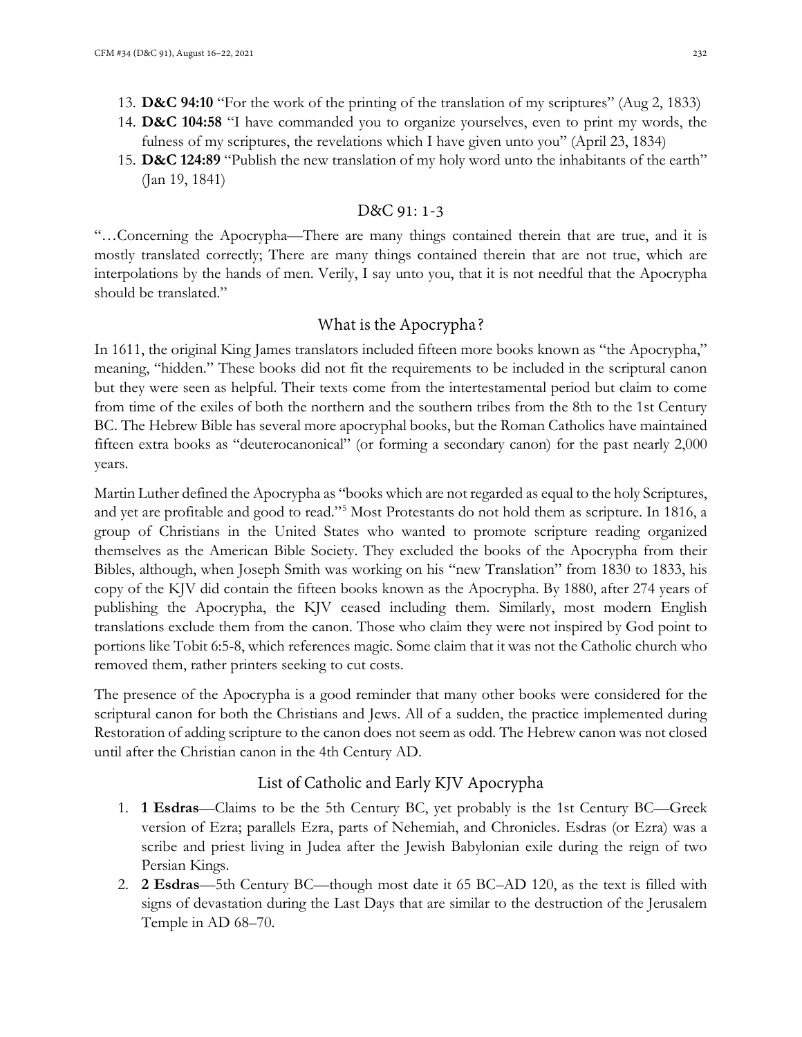13. **D&C 94:10** "For the work of the printing of the translation of my scriptures" (Aug 2, 1833)
14. **D&C 104:58** "I have commanded you to organize yourselves, even to print my words, the fulness of my scriptures, the revelations which I have given unto you" (April 23, 1834)
15. **D&C 124:89** "Publish the new translation of my holy word unto the inhabitants of the earth" (Jan 19, 1841)

## D&C 91: 1-3

"…Concerning the Apocrypha—There are many things contained therein that are true, and it is mostly translated correctly; There are many things contained therein that are not true, which are interpolations by the hands of men. Verily, I say unto you, that it is not needful that the Apocrypha should be translated."

## What is the Apocrypha?

In 1611, the original King James translators included fifteen more books known as "the Apocrypha," meaning, "hidden." These books did not fit the requirements to be included in the scriptural canon but they were seen as helpful. Their texts come from the intertestamental period but claim to come from time of the exiles of both the northern and the southern tribes from the 8th to the 1st Century BC. The Hebrew Bible has several more apocryphal books, but the Roman Catholics have maintained fifteen extra books as "deuterocanonical" (or forming a secondary canon) for the past nearly 2,000 years.

Martin Luther defined the Apocrypha as "books which are not regarded as equal to the holy Scriptures, and yet are profitable and good to read."[5] Most Protestants do not hold them as scripture. In 1816, a group of Christians in the United States who wanted to promote scripture reading organized themselves as the American Bible Society. They excluded the books of the Apocrypha from their Bibles, although, when Joseph Smith was working on his "new Translation" from 1830 to 1833, his copy of the KJV did contain the fifteen books known as the Apocrypha. By 1880, after 274 years of publishing the Apocrypha, the KJV ceased including them. Similarly, most modern English translations exclude them from the canon. Those who claim they were not inspired by God point to portions like Tobit 6:5-8, which references magic. Some claim that it was not the Catholic church who removed them, rather printers seeking to cut costs.

The presence of the Apocrypha is a good reminder that many other books were considered for the scriptural canon for both the Christians and Jews. All of a sudden, the practice implemented during Restoration of adding scripture to the canon does not seem as odd. The Hebrew canon was not closed until after the Christian canon in the 4th Century AD.

## List of Catholic and Early KJV Apocrypha

1. **1 Esdras**—Claims to be the 5th Century BC, yet probably is the 1st Century BC—Greek version of Ezra; parallels Ezra, parts of Nehemiah, and Chronicles. Esdras (or Ezra) was a scribe and priest living in Judea after the Jewish Babylonian exile during the reign of two Persian Kings.
2. **2 Esdras**—5th Century BC—though most date it 65 BC–AD 120, as the text is filled with signs of devastation during the Last Days that are similar to the destruction of the Jerusalem Temple in AD 68–70.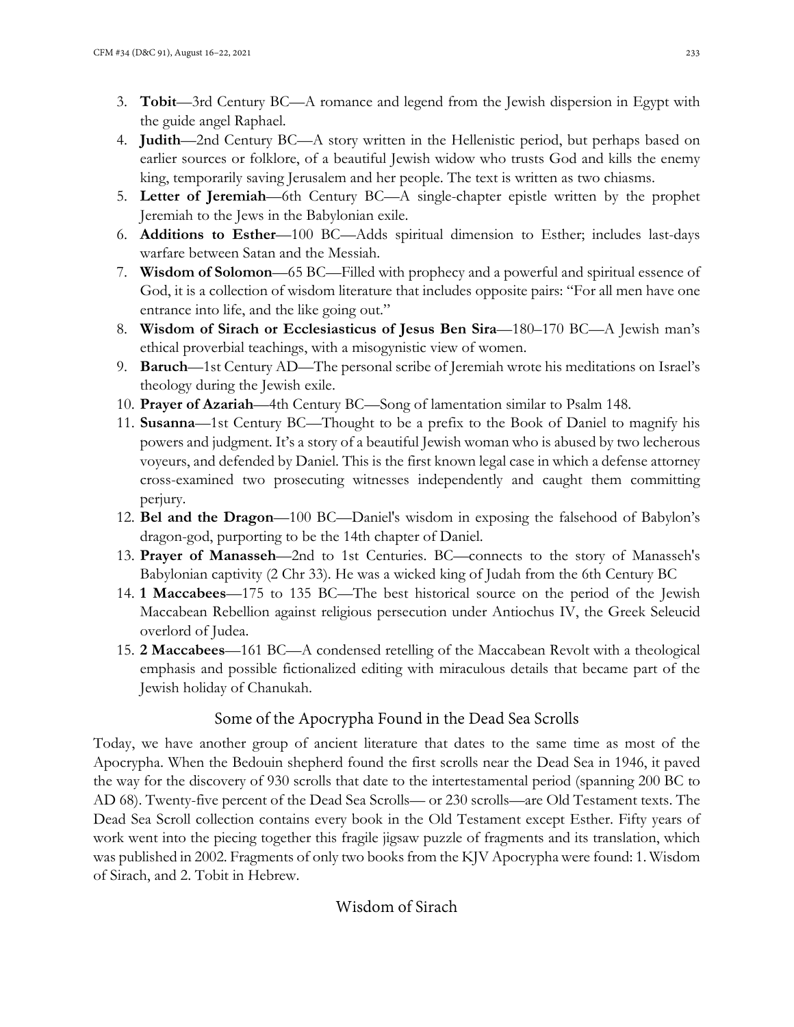3. **Tobit**—3rd Century BC—A romance and legend from the Jewish dispersion in Egypt with the guide angel Raphael.
4. **Judith**—2nd Century BC—A story written in the Hellenistic period, but perhaps based on earlier sources or folklore, of a beautiful Jewish widow who trusts God and kills the enemy king, temporarily saving Jerusalem and her people. The text is written as two chiasms.
5. **Letter of Jeremiah**—6th Century BC—A single-chapter epistle written by the prophet Jeremiah to the Jews in the Babylonian exile.
6. **Additions to Esther**—100 BC—Adds spiritual dimension to Esther; includes last-days warfare between Satan and the Messiah.
7. **Wisdom of Solomon**—65 BC—Filled with prophecy and a powerful and spiritual essence of God, it is a collection of wisdom literature that includes opposite pairs: "For all men have one entrance into life, and the like going out."
8. **Wisdom of Sirach or Ecclesiasticus of Jesus Ben Sira**—180–170 BC—A Jewish man's ethical proverbial teachings, with a misogynistic view of women.
9. **Baruch**—1st Century AD—The personal scribe of Jeremiah wrote his meditations on Israel's theology during the Jewish exile.
10. **Prayer of Azariah**—4th Century BC—Song of lamentation similar to Psalm 148.
11. **Susanna**—1st Century BC—Thought to be a prefix to the Book of Daniel to magnify his powers and judgment. It's a story of a beautiful Jewish woman who is abused by two lecherous voyeurs, and defended by Daniel. This is the first known legal case in which a defense attorney cross-examined two prosecuting witnesses independently and caught them committing perjury.
12. **Bel and the Dragon**—100 BC—Daniel's wisdom in exposing the falsehood of Babylon's dragon-god, purporting to be the 14th chapter of Daniel.
13. **Prayer of Manasseh**—2nd to 1st Centuries. BC—connects to the story of Manasseh's Babylonian captivity (2 Chr 33). He was a wicked king of Judah from the 6th Century BC
14. **1 Maccabees**—175 to 135 BC—The best historical source on the period of the Jewish Maccabean Rebellion against religious persecution under Antiochus IV, the Greek Seleucid overlord of Judea.
15. **2 Maccabees**—161 BC—A condensed retelling of the Maccabean Revolt with a theological emphasis and possible fictionalized editing with miraculous details that became part of the Jewish holiday of Chanukah.

## Some of the Apocrypha Found in the Dead Sea Scrolls

Today, we have another group of ancient literature that dates to the same time as most of the Apocrypha. When the Bedouin shepherd found the first scrolls near the Dead Sea in 1946, it paved the way for the discovery of 930 scrolls that date to the intertestamental period (spanning 200 BC to AD 68). Twenty-five percent of the Dead Sea Scrolls— or 230 scrolls—are Old Testament texts. The Dead Sea Scroll collection contains every book in the Old Testament except Esther. Fifty years of work went into the piecing together this fragile jigsaw puzzle of fragments and its translation, which was published in 2002. Fragments of only two books from the KJV Apocrypha were found: 1. Wisdom of Sirach, and 2. Tobit in Hebrew.

## Wisdom of Sirach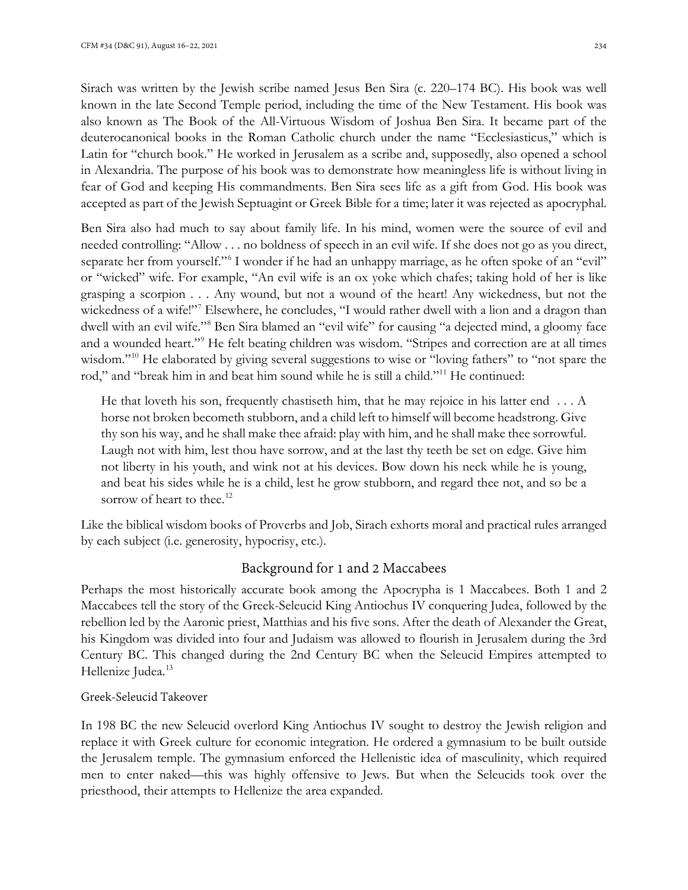Sirach was written by the Jewish scribe named Jesus Ben Sira (c. 220–174 BC). His book was well known in the late Second Temple period, including the time of the New Testament. His book was also known as The Book of the All-Virtuous Wisdom of Joshua Ben Sira. It became part of the deuterocanonical books in the Roman Catholic church under the name "Ecclesiasticus," which is Latin for "church book." He worked in Jerusalem as a scribe and, supposedly, also opened a school in Alexandria. The purpose of his book was to demonstrate how meaningless life is without living in fear of God and keeping His commandments. Ben Sira sees life as a gift from God. His book was accepted as part of the Jewish Septuagint or Greek Bible for a time; later it was rejected as apocryphal.

Ben Sira also had much to say about family life. In his mind, women were the source of evil and needed controlling: "Allow . . . no boldness of speech in an evil wife. If she does not go as you direct, separate her from yourself."[6] I wonder if he had an unhappy marriage, as he often spoke of an "evil" or "wicked" wife. For example, "An evil wife is an ox yoke which chafes; taking hold of her is like grasping a scorpion . . . Any wound, but not a wound of the heart! Any wickedness, but not the wickedness of a wife!"[7] Elsewhere, he concludes, "I would rather dwell with a lion and a dragon than dwell with an evil wife."[8] Ben Sira blamed an "evil wife" for causing "a dejected mind, a gloomy face and a wounded heart."[9] He felt beating children was wisdom. "Stripes and correction are at all times wisdom."[10] He elaborated by giving several suggestions to wise or "loving fathers" to "not spare the rod," and "break him in and beat him sound while he is still a child."[11] He continued:

> He that loveth his son, frequently chastiseth him, that he may rejoice in his latter end . . . A horse not broken becometh stubborn, and a child left to himself will become headstrong. Give thy son his way, and he shall make thee afraid: play with him, and he shall make thee sorrowful. Laugh not with him, lest thou have sorrow, and at the last thy teeth be set on edge. Give him not liberty in his youth, and wink not at his devices. Bow down his neck while he is young, and beat his sides while he is a child, lest he grow stubborn, and regard thee not, and so be a sorrow of heart to thee.[12]

Like the biblical wisdom books of Proverbs and Job, Sirach exhorts moral and practical rules arranged by each subject (i.e. generosity, hypocrisy, etc.).

## Background for 1 and 2 Maccabees

Perhaps the most historically accurate book among the Apocrypha is 1 Maccabees. Both 1 and 2 Maccabees tell the story of the Greek-Seleucid King Antiochus IV conquering Judea, followed by the rebellion led by the Aaronic priest, Matthias and his five sons. After the death of Alexander the Great, his Kingdom was divided into four and Judaism was allowed to flourish in Jerusalem during the 3rd Century BC. This changed during the 2nd Century BC when the Seleucid Empires attempted to Hellenize Judea.[13]

### Greek-Seleucid Takeover

In 198 BC the new Seleucid overlord King Antiochus IV sought to destroy the Jewish religion and replace it with Greek culture for economic integration. He ordered a gymnasium to be built outside the Jerusalem temple. The gymnasium enforced the Hellenistic idea of masculinity, which required men to enter naked—this was highly offensive to Jews. But when the Seleucids took over the priesthood, their attempts to Hellenize the area expanded.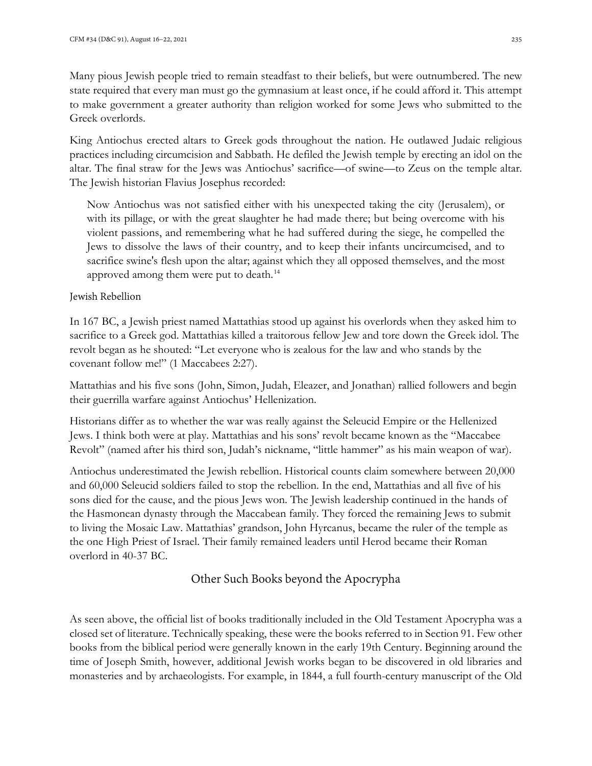Many pious Jewish people tried to remain steadfast to their beliefs, but were outnumbered. The new state required that every man must go the gymnasium at least once, if he could afford it. This attempt to make government a greater authority than religion worked for some Jews who submitted to the Greek overlords.

King Antiochus erected altars to Greek gods throughout the nation. He outlawed Judaic religious practices including circumcision and Sabbath. He defiled the Jewish temple by erecting an idol on the altar. The final straw for the Jews was Antiochus' sacrifice—of swine—to Zeus on the temple altar. The Jewish historian Flavius Josephus recorded:

> Now Antiochus was not satisfied either with his unexpected taking the city (Jerusalem), or with its pillage, or with the great slaughter he had made there; but being overcome with his violent passions, and remembering what he had suffered during the siege, he compelled the Jews to dissolve the laws of their country, and to keep their infants uncircumcised, and to sacrifice swine's flesh upon the altar; against which they all opposed themselves, and the most approved among them were put to death.[14]

### Jewish Rebellion

In 167 BC, a Jewish priest named Mattathias stood up against his overlords when they asked him to sacrifice to a Greek god. Mattathias killed a traitorous fellow Jew and tore down the Greek idol. The revolt began as he shouted: "Let everyone who is zealous for the law and who stands by the covenant follow me!" (1 Maccabees 2:27).

Mattathias and his five sons (John, Simon, Judah, Eleazer, and Jonathan) rallied followers and begin their guerrilla warfare against Antiochus' Hellenization.

Historians differ as to whether the war was really against the Seleucid Empire or the Hellenized Jews. I think both were at play. Mattathias and his sons' revolt became known as the "Maccabee Revolt" (named after his third son, Judah's nickname, "little hammer" as his main weapon of war).

Antiochus underestimated the Jewish rebellion. Historical counts claim somewhere between 20,000 and 60,000 Seleucid soldiers failed to stop the rebellion. In the end, Mattathias and all five of his sons died for the cause, and the pious Jews won. The Jewish leadership continued in the hands of the Hasmonean dynasty through the Maccabean family. They forced the remaining Jews to submit to living the Mosaic Law. Mattathias' grandson, John Hyrcanus, became the ruler of the temple as the one High Priest of Israel. Their family remained leaders until Herod became their Roman overlord in 40-37 BC.

## Other Such Books beyond the Apocrypha

As seen above, the official list of books traditionally included in the Old Testament Apocrypha was a closed set of literature. Technically speaking, these were the books referred to in Section 91. Few other books from the biblical period were generally known in the early 19th Century. Beginning around the time of Joseph Smith, however, additional Jewish works began to be discovered in old libraries and monasteries and by archaeologists. For example, in 1844, a full fourth-century manuscript of the Old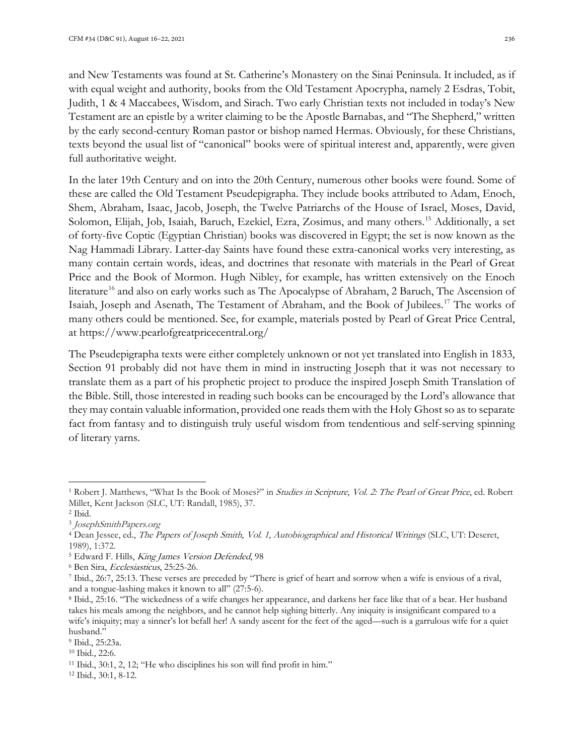and New Testaments was found at St. Catherine's Monastery on the Sinai Peninsula. It included, as if with equal weight and authority, books from the Old Testament Apocrypha, namely 2 Esdras, Tobit, Judith, 1 & 4 Maccabees, Wisdom, and Sirach. Two early Christian texts not included in today's New Testament are an epistle by a writer claiming to be the Apostle Barnabas, and "The Shepherd," written by the early second-century Roman pastor or bishop named Hermas. Obviously, for these Christians, texts beyond the usual list of "canonical" books were of spiritual interest and, apparently, were given full authoritative weight.

In the later 19th Century and on into the 20th Century, numerous other books were found. Some of these are called the Old Testament Pseudepigrapha. They include books attributed to Adam, Enoch, Shem, Abraham, Isaac, Jacob, Joseph, the Twelve Patriarchs of the House of Israel, Moses, David, Solomon, Elijah, Job, Isaiah, Baruch, Ezekiel, Ezra, Zosimus, and many others.[15] Additionally, a set of forty-five Coptic (Egyptian Christian) books was discovered in Egypt; the set is now known as the Nag Hammadi Library. Latter-day Saints have found these extra-canonical works very interesting, as many contain certain words, ideas, and doctrines that resonate with materials in the Pearl of Great Price and the Book of Mormon. Hugh Nibley, for example, has written extensively on the Enoch literature[16] and also on early works such as The Apocalypse of Abraham, 2 Baruch, The Ascension of Isaiah, Joseph and Asenath, The Testament of Abraham, and the Book of Jubilees.[17] The works of many others could be mentioned. See, for example, materials posted by Pearl of Great Price Central, at https://www.pearlofgreatpricecentral.org/

The Pseudepigrapha texts were either completely unknown or not yet translated into English in 1833, Section 91 probably did not have them in mind in instructing Joseph that it was not necessary to translate them as a part of his prophetic project to produce the inspired Joseph Smith Translation of the Bible. Still, those interested in reading such books can be encouraged by the Lord's allowance that they may contain valuable information, provided one reads them with the Holy Ghost so as to separate fact from fantasy and to distinguish truly useful wisdom from tendentious and self-serving spinning of literary yarns.

---

[1] Robert J. Matthews, "What Is the Book of Moses?" in *Studies in Scripture, Vol. 2: The Pearl of Great Price*, ed. Robert Millet, Kent Jackson (SLC, UT: Randall, 1985), 37.

[2] Ibid.

[3] *JosephSmithPapers.org*

[4] Dean Jessee, ed., *The Papers of Joseph Smith, Vol. 1, Autobiographical and Historical Writings* (SLC, UT: Deseret, 1989), 1:372.

[5] Edward F. Hills, *King James Version Defended*, 98

[6] Ben Sira, *Ecclesiasticus*, 25:25-26.

[7] Ibid., 26:7, 25:13. These verses are preceded by "There is grief of heart and sorrow when a wife is envious of a rival, and a tongue-lashing makes it known to all" (27:5-6).

[8] Ibid., 25:16. "The wickedness of a wife changes her appearance, and darkens her face like that of a bear. Her husband takes his meals among the neighbors, and he cannot help sighing bitterly. Any iniquity is insignificant compared to a wife's iniquity; may a sinner's lot befall her! A sandy ascent for the feet of the aged—such is a garrulous wife for a quiet husband."

[9] Ibid., 25:23a.

[10] Ibid., 22:6.

[11] Ibid., 30:1, 2, 12; "He who disciplines his son will find profit in him."

[12] Ibid., 30:1, 8-12.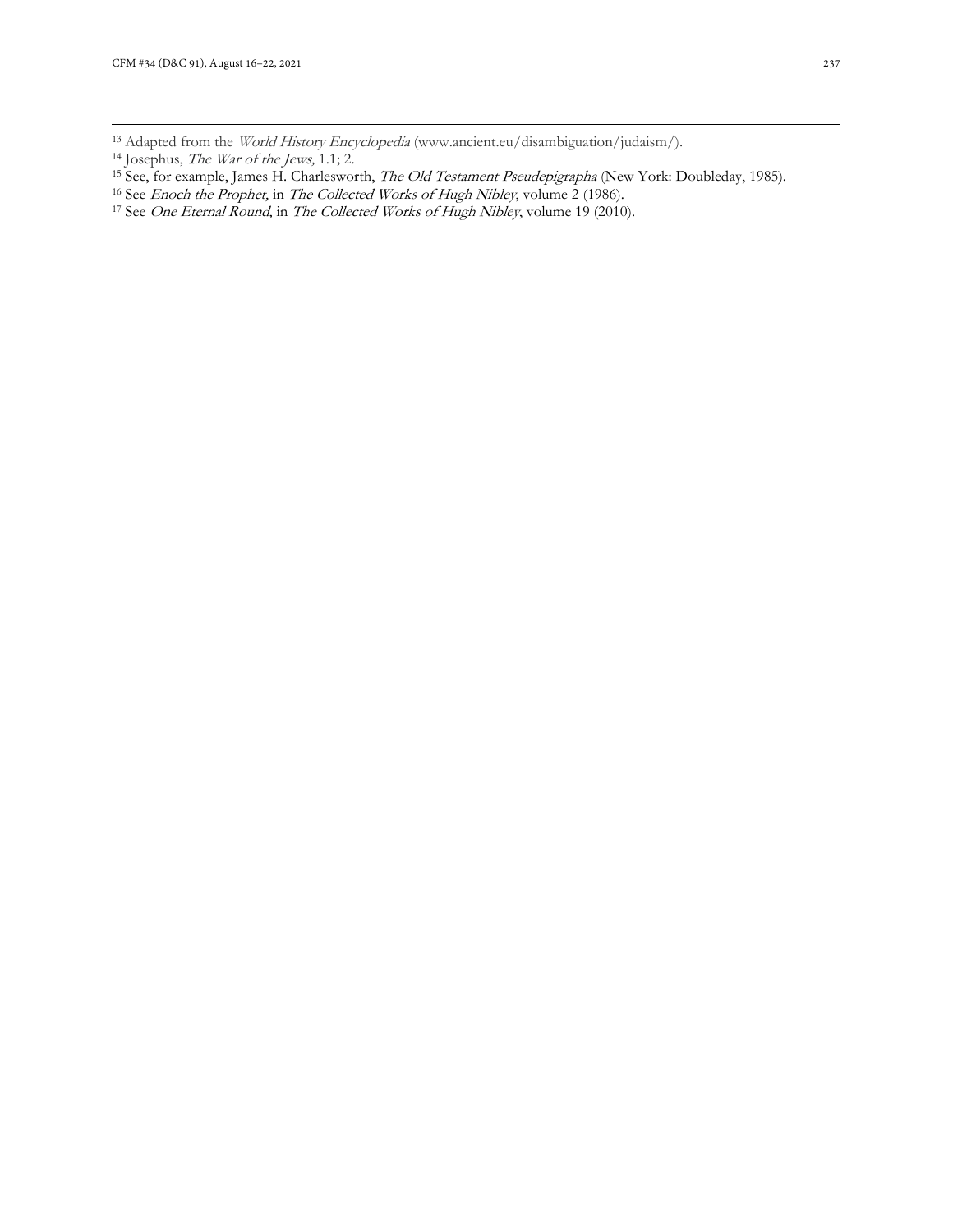[13] Adapted from the *World History Encyclopedia* (www.ancient.eu/disambiguation/judaism/).

[14] Josephus, *The War of the Jews,* 1.1; 2.

[15] See, for example, James H. Charlesworth, *The Old Testament Pseudepigrapha* (New York: Doubleday, 1985).

[16] See *Enoch the Prophet,* in *The Collected Works of Hugh Nibley*, volume 2 (1986).

[17] See *One Eternal Round,* in *The Collected Works of Hugh Nibley*, volume 19 (2010).